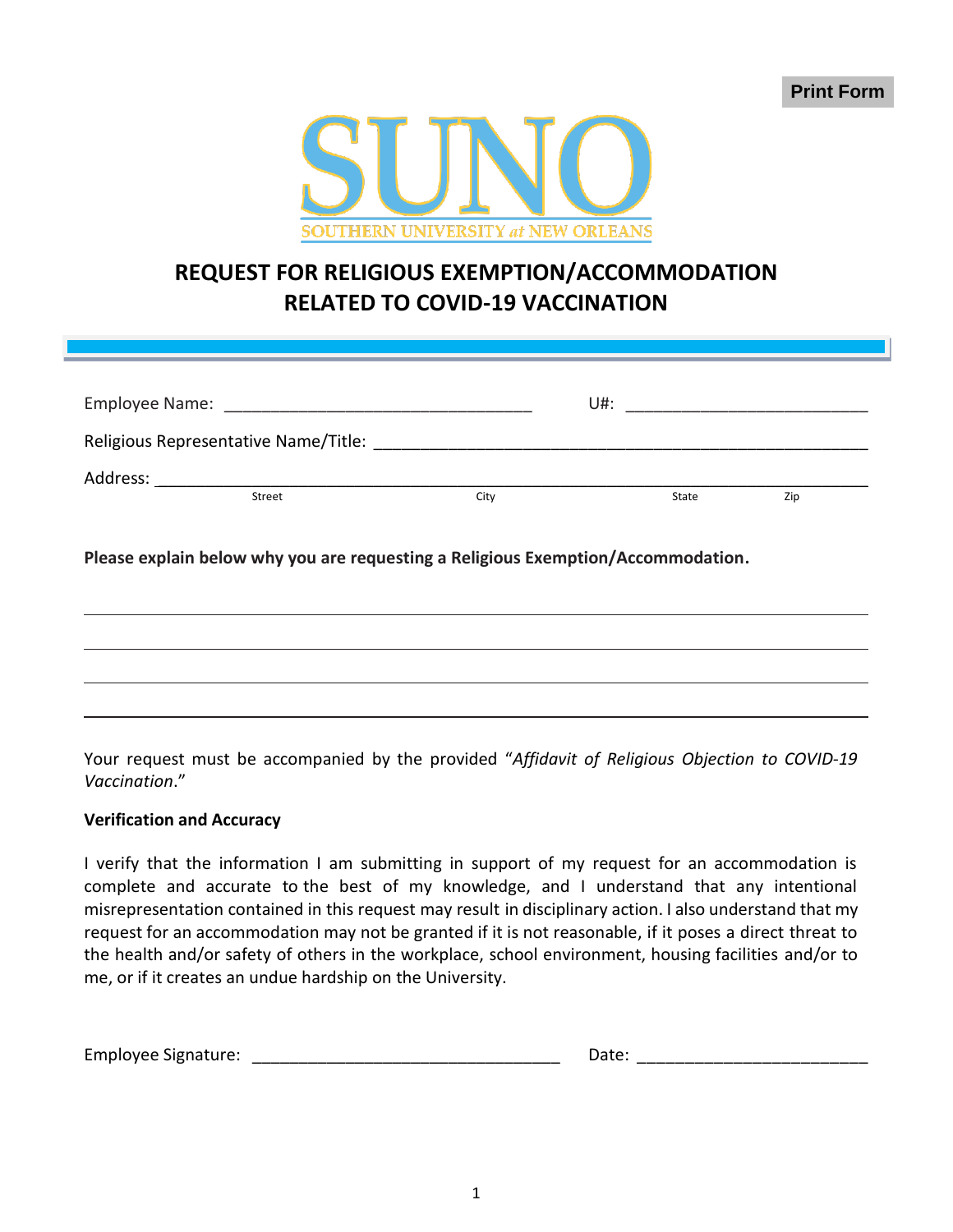Print Form

SUNO

SOUTHERN UNIVERSITY at NEW ORLEANS

# REQUEST FOR RELIGIOUS EXEMPTION/ACCOMMODATION RELATED TO COVID-19 VACCINATION

Employee Name: _________________________________ U#: __________________________

Religious Representative Name/Title: _____________________________________________________

Address: __________________________________________________________________________
Street City State Zip

**Please explain below why you are requesting a Religious Exemption/Accommodation.**

_____________________________________________________________________________________

_____________________________________________________________________________________

_____________________________________________________________________________________

_____________________________________________________________________________________

Your request must be accompanied by the provided "*Affidavit of Religious Objection to COVID-19 Vaccination*."

**Verification and Accuracy**

I verify that the information I am submitting in support of my request for an accommodation is complete and accurate to the best of my knowledge, and I understand that any intentional misrepresentation contained in this request may result in disciplinary action. I also understand that my request for an accommodation may not be granted if it is not reasonable, if it poses a direct threat to the health and/or safety of others in the workplace, school environment, housing facilities and/or to me, or if it creates an undue hardship on the University.

Employee Signature: _________________________________ Date: ________________________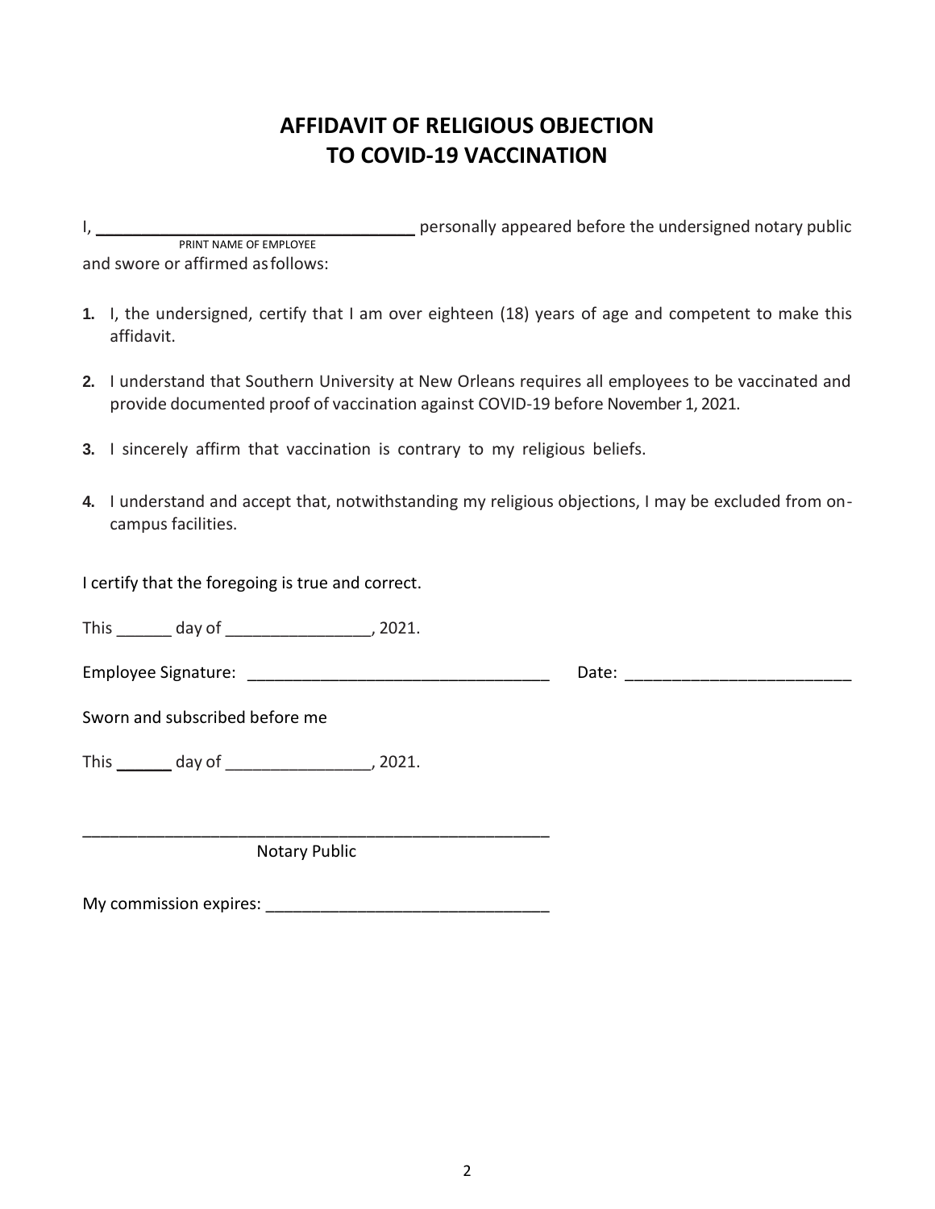# AFFIDAVIT OF RELIGIOUS OBJECTION TO COVID-19 VACCINATION

I, ___________________________________ personally appeared before the undersigned notary public
PRINT NAME OF EMPLOYEE
and swore or affirmed as follows:

1. I, the undersigned, certify that I am over eighteen (18) years of age and competent to make this affidavit.

2. I understand that Southern University at New Orleans requires all employees to be vaccinated and provide documented proof of vaccination against COVID-19 before November 1, 2021.

3. I sincerely affirm that vaccination is contrary to my religious beliefs.

4. I understand and accept that, notwithstanding my religious objections, I may be excluded from on-campus facilities.

I certify that the foregoing is true and correct.

This ______ day of ________________, 2021.

Employee Signature: _________________________________ Date: ________________________

Sworn and subscribed before me

This ______ day of ________________, 2021.

_____________________________________________________
Notary Public

My commission expires: _______________________________